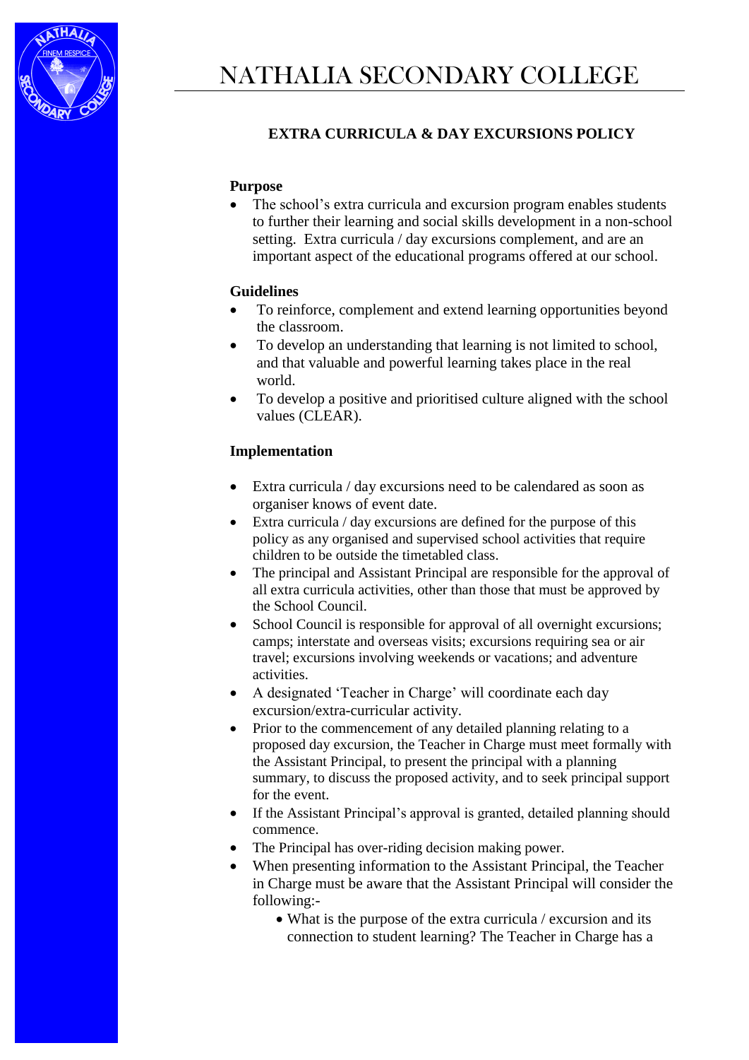# NATHALIA SECONDARY COLLEGE

## EXTRA CURRICULA & DAY EXCURSIONS POLICY

### Purpose

- The school's extra curricula and excursion program enables students to further their learning and social skills development in a non-school setting. Extra curricula / day excursions complement, and are an important aspect of the educational programs offered at our school.

### Guidelines

- To reinforce, complement and extend learning opportunities beyond the classroom.
- To develop an understanding that learning is not limited to school, and that valuable and powerful learning takes place in the real world.
- To develop a positive and prioritised culture aligned with the school values (CLEAR).

### Implementation

- Extra curricula / day excursions need to be calendared as soon as organiser knows of event date.
- Extra curricula / day excursions are defined for the purpose of this policy as any organised and supervised school activities that require children to be outside the timetabled class.
- The principal and Assistant Principal are responsible for the approval of all extra curricula activities, other than those that must be approved by the School Council.
- School Council is responsible for approval of all overnight excursions; camps; interstate and overseas visits; excursions requiring sea or air travel; excursions involving weekends or vacations; and adventure activities.
- A designated 'Teacher in Charge' will coordinate each day excursion/extra-curricular activity.
- Prior to the commencement of any detailed planning relating to a proposed day excursion, the Teacher in Charge must meet formally with the Assistant Principal, to present the principal with a planning summary, to discuss the proposed activity, and to seek principal support for the event.
- If the Assistant Principal's approval is granted, detailed planning should commence.
- The Principal has over-riding decision making power.
- When presenting information to the Assistant Principal, the Teacher in Charge must be aware that the Assistant Principal will consider the following:-
  - What is the purpose of the extra curricula / excursion and its connection to student learning? The Teacher in Charge has a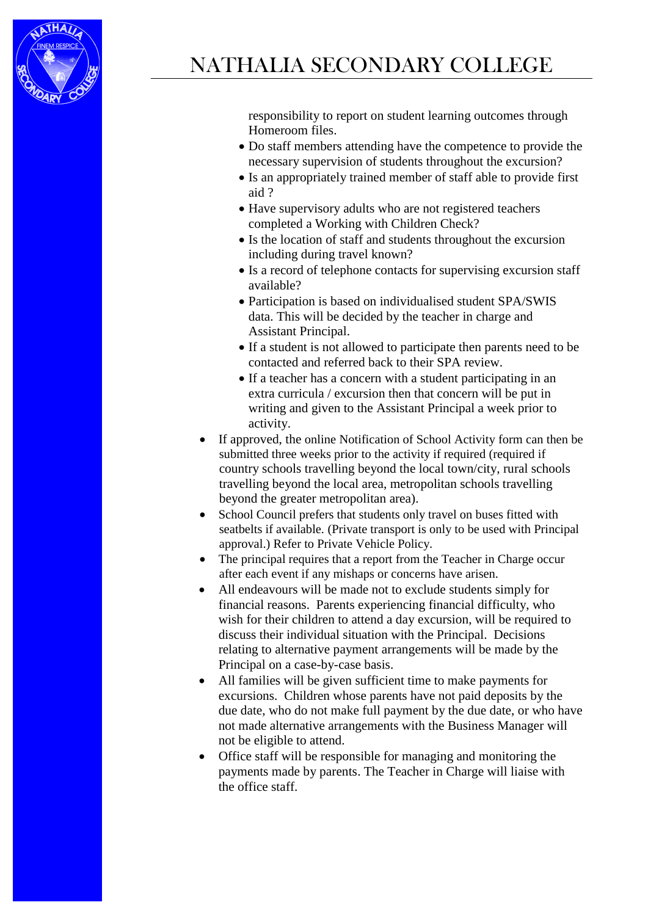responsibility to report on student learning outcomes through Homeroom files.
  - Do staff members attending have the competence to provide the necessary supervision of students throughout the excursion?
  - Is an appropriately trained member of staff able to provide first aid ?
  - Have supervisory adults who are not registered teachers completed a Working with Children Check?
  - Is the location of staff and students throughout the excursion including during travel known?
  - Is a record of telephone contacts for supervising excursion staff available?
  - Participation is based on individualised student SPA/SWIS data. This will be decided by the teacher in charge and Assistant Principal.
  - If a student is not allowed to participate then parents need to be contacted and referred back to their SPA review.
  - If a teacher has a concern with a student participating in an extra curricula / excursion then that concern will be put in writing and given to the Assistant Principal a week prior to activity.
- If approved, the online Notification of School Activity form can then be submitted three weeks prior to the activity if required (required if country schools travelling beyond the local town/city, rural schools travelling beyond the local area, metropolitan schools travelling beyond the greater metropolitan area).
- School Council prefers that students only travel on buses fitted with seatbelts if available. (Private transport is only to be used with Principal approval.) Refer to Private Vehicle Policy.
- The principal requires that a report from the Teacher in Charge occur after each event if any mishaps or concerns have arisen.
- All endeavours will be made not to exclude students simply for financial reasons. Parents experiencing financial difficulty, who wish for their children to attend a day excursion, will be required to discuss their individual situation with the Principal. Decisions relating to alternative payment arrangements will be made by the Principal on a case-by-case basis.
- All families will be given sufficient time to make payments for excursions. Children whose parents have not paid deposits by the due date, who do not make full payment by the due date, or who have not made alternative arrangements with the Business Manager will not be eligible to attend.
- Office staff will be responsible for managing and monitoring the payments made by parents. The Teacher in Charge will liaise with the office staff.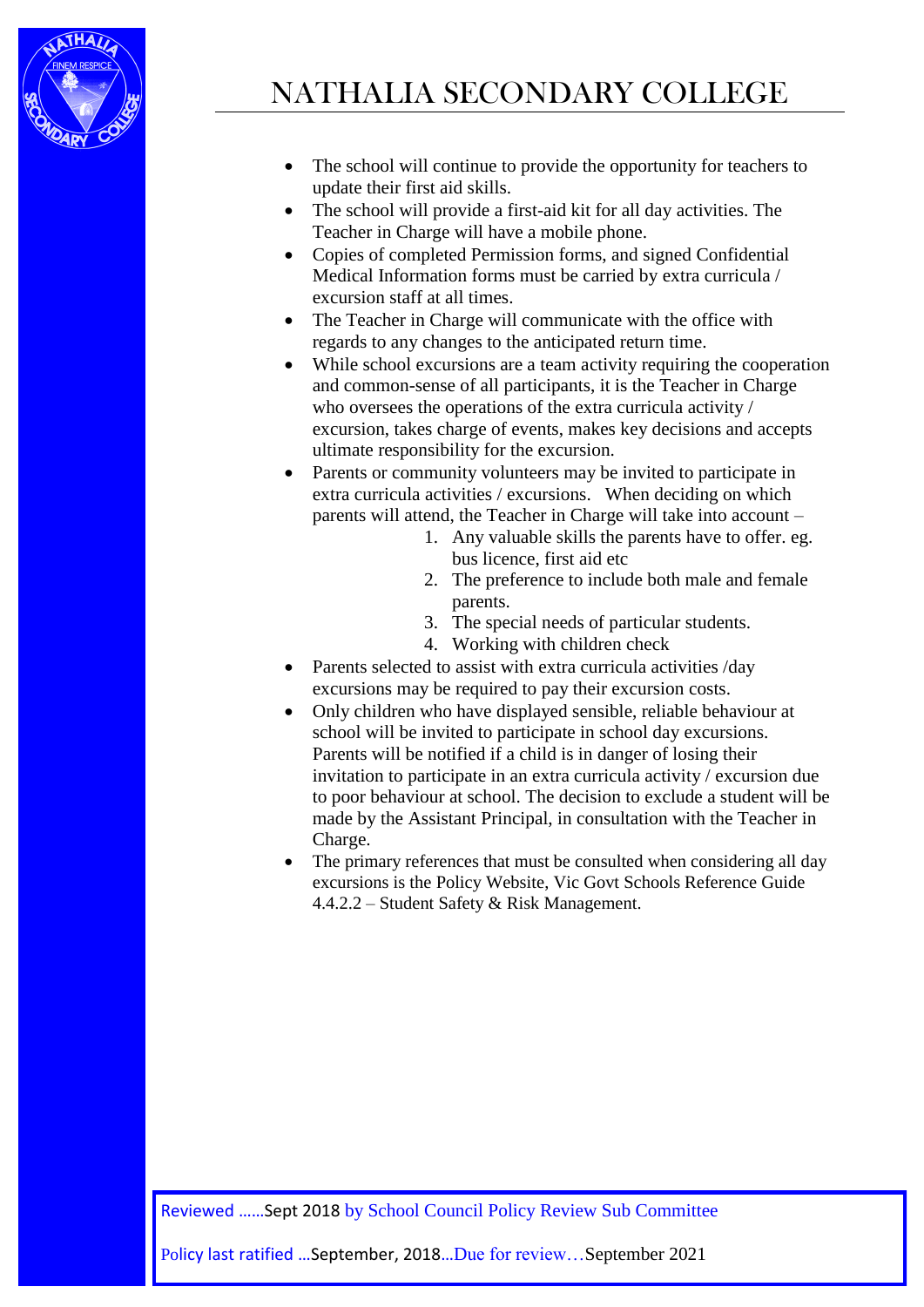- The school will continue to provide the opportunity for teachers to update their first aid skills.
- The school will provide a first-aid kit for all day activities. The Teacher in Charge will have a mobile phone.
- Copies of completed Permission forms, and signed Confidential Medical Information forms must be carried by extra curricula / excursion staff at all times.
- The Teacher in Charge will communicate with the office with regards to any changes to the anticipated return time.
- While school excursions are a team activity requiring the cooperation and common-sense of all participants, it is the Teacher in Charge who oversees the operations of the extra curricula activity / excursion, takes charge of events, makes key decisions and accepts ultimate responsibility for the excursion.
- Parents or community volunteers may be invited to participate in extra curricula activities / excursions. When deciding on which parents will attend, the Teacher in Charge will take into account –
    1. Any valuable skills the parents have to offer. eg. bus licence, first aid etc
    2. The preference to include both male and female parents.
    3. The special needs of particular students.
    4. Working with children check
- Parents selected to assist with extra curricula activities /day excursions may be required to pay their excursion costs.
- Only children who have displayed sensible, reliable behaviour at school will be invited to participate in school day excursions. Parents will be notified if a child is in danger of losing their invitation to participate in an extra curricula activity / excursion due to poor behaviour at school. The decision to exclude a student will be made by the Assistant Principal, in consultation with the Teacher in Charge.
- The primary references that must be consulted when considering all day excursions is the Policy Website, Vic Govt Schools Reference Guide 4.4.2.2 – Student Safety & Risk Management.

Reviewed ……Sept 2018 by School Council Policy Review Sub Committee

Policy last ratified …September, 2018…Due for review…September 2021